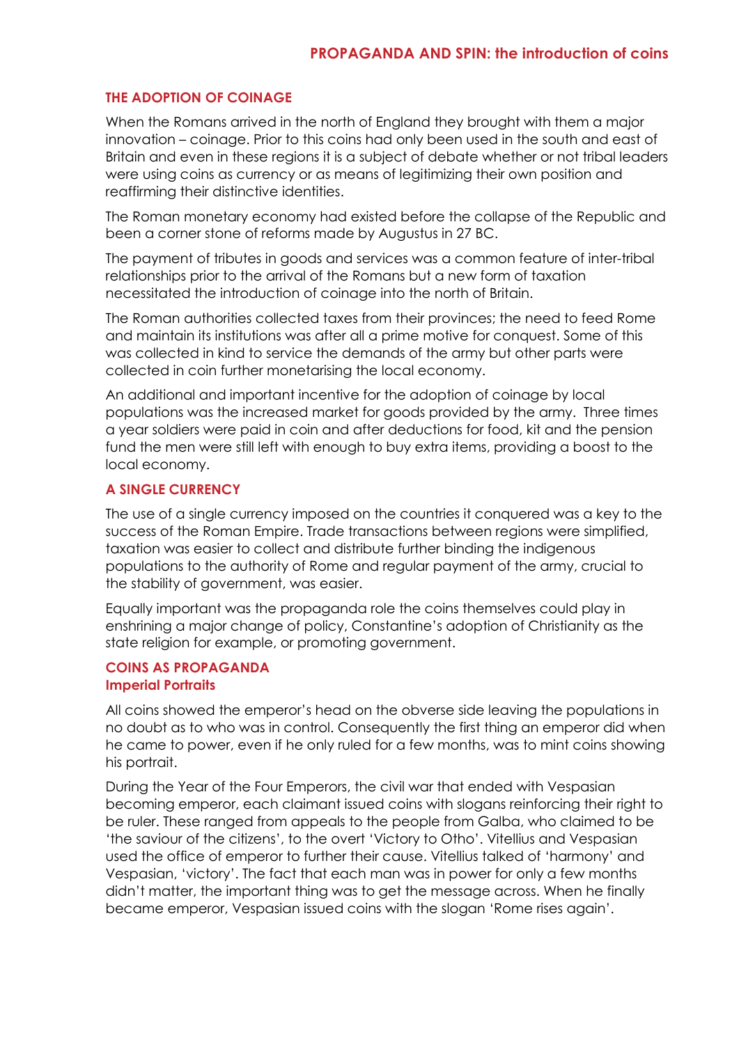# PROPAGANDA AND SPIN: the introduction of coins

## THE ADOPTION OF COINAGE

When the Romans arrived in the north of England they brought with them a major innovation – coinage. Prior to this coins had only been used in the south and east of Britain and even in these regions it is a subject of debate whether or not tribal leaders were using coins as currency or as means of legitimizing their own position and reaffirming their distinctive identities.

The Roman monetary economy had existed before the collapse of the Republic and been a corner stone of reforms made by Augustus in 27 BC.

The payment of tributes in goods and services was a common feature of inter-tribal relationships prior to the arrival of the Romans but a new form of taxation necessitated the introduction of coinage into the north of Britain.

The Roman authorities collected taxes from their provinces; the need to feed Rome and maintain its institutions was after all a prime motive for conquest. Some of this was collected in kind to service the demands of the army but other parts were collected in coin further monetarising the local economy.

An additional and important incentive for the adoption of coinage by local populations was the increased market for goods provided by the army. Three times a year soldiers were paid in coin and after deductions for food, kit and the pension fund the men were still left with enough to buy extra items, providing a boost to the local economy.

## A SINGLE CURRENCY

The use of a single currency imposed on the countries it conquered was a key to the success of the Roman Empire. Trade transactions between regions were simplified, taxation was easier to collect and distribute further binding the indigenous populations to the authority of Rome and regular payment of the army, crucial to the stability of government, was easier.

Equally important was the propaganda role the coins themselves could play in enshrining a major change of policy, Constantine's adoption of Christianity as the state religion for example, or promoting government.

## COINS AS PROPAGANDA

### Imperial Portraits

All coins showed the emperor's head on the obverse side leaving the populations in no doubt as to who was in control. Consequently the first thing an emperor did when he came to power, even if he only ruled for a few months, was to mint coins showing his portrait.

During the Year of the Four Emperors, the civil war that ended with Vespasian becoming emperor, each claimant issued coins with slogans reinforcing their right to be ruler. These ranged from appeals to the people from Galba, who claimed to be 'the saviour of the citizens', to the overt 'Victory to Otho'. Vitellius and Vespasian used the office of emperor to further their cause. Vitellius talked of 'harmony' and Vespasian, 'victory'. The fact that each man was in power for only a few months didn't matter, the important thing was to get the message across. When he finally became emperor, Vespasian issued coins with the slogan 'Rome rises again'.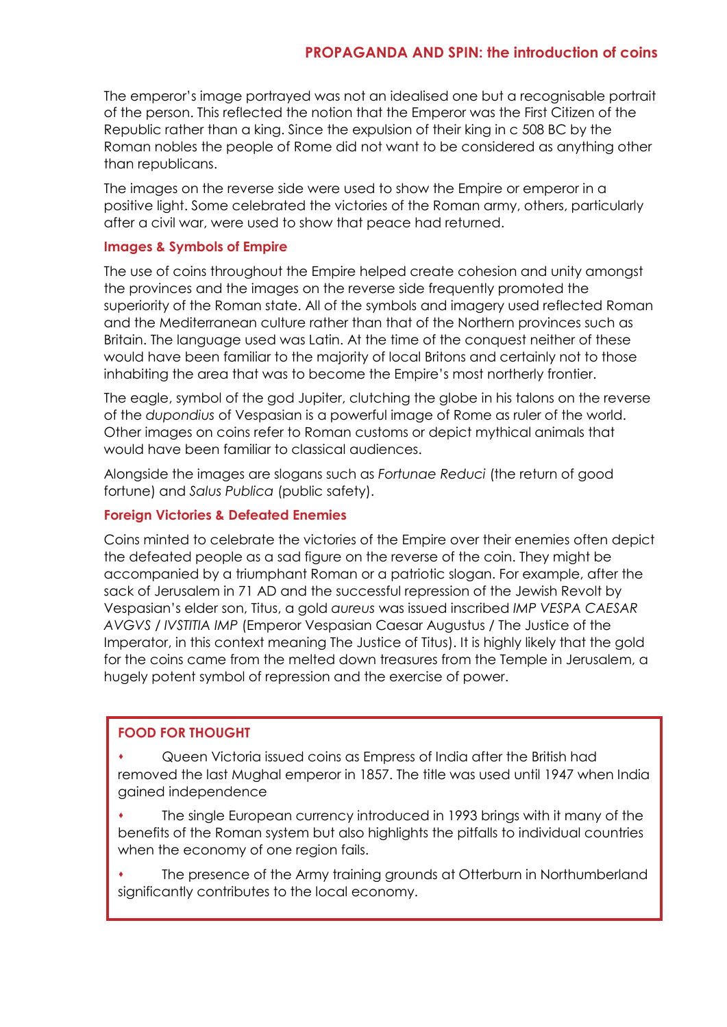The emperor's image portrayed was not an idealised one but a recognisable portrait of the person. This reflected the notion that the Emperor was the First Citizen of the Republic rather than a king. Since the expulsion of their king in c 508 BC by the Roman nobles the people of Rome did not want to be considered as anything other than republicans.

The images on the reverse side were used to show the Empire or emperor in a positive light. Some celebrated the victories of the Roman army, others, particularly after a civil war, were used to show that peace had returned.

### Images & Symbols of Empire

The use of coins throughout the Empire helped create cohesion and unity amongst the provinces and the images on the reverse side frequently promoted the superiority of the Roman state. All of the symbols and imagery used reflected Roman and the Mediterranean culture rather than that of the Northern provinces such as Britain. The language used was Latin. At the time of the conquest neither of these would have been familiar to the majority of local Britons and certainly not to those inhabiting the area that was to become the Empire's most northerly frontier.

The eagle, symbol of the god Jupiter, clutching the globe in his talons on the reverse of the *dupondius* of Vespasian is a powerful image of Rome as ruler of the world. Other images on coins refer to Roman customs or depict mythical animals that would have been familiar to classical audiences.

Alongside the images are slogans such as *Fortunae Reduci* (the return of good fortune) and *Salus Publica* (public safety).

### Foreign Victories & Defeated Enemies

Coins minted to celebrate the victories of the Empire over their enemies often depict the defeated people as a sad figure on the reverse of the coin. They might be accompanied by a triumphant Roman or a patriotic slogan. For example, after the sack of Jerusalem in 71 AD and the successful repression of the Jewish Revolt by Vespasian's elder son, Titus, a gold *aureus* was issued inscribed *IMP VESPA CAESAR AVGVS / IVSTITIA IMP* (Emperor Vespasian Caesar Augustus / The Justice of the Imperator, in this context meaning The Justice of Titus). It is highly likely that the gold for the coins came from the melted down treasures from the Temple in Jerusalem, a hugely potent symbol of repression and the exercise of power.

### FOOD FOR THOUGHT

- Queen Victoria issued coins as Empress of India after the British had removed the last Mughal emperor in 1857. The title was used until 1947 when India gained independence
- The single European currency introduced in 1993 brings with it many of the benefits of the Roman system but also highlights the pitfalls to individual countries when the economy of one region fails.
- The presence of the Army training grounds at Otterburn in Northumberland significantly contributes to the local economy.